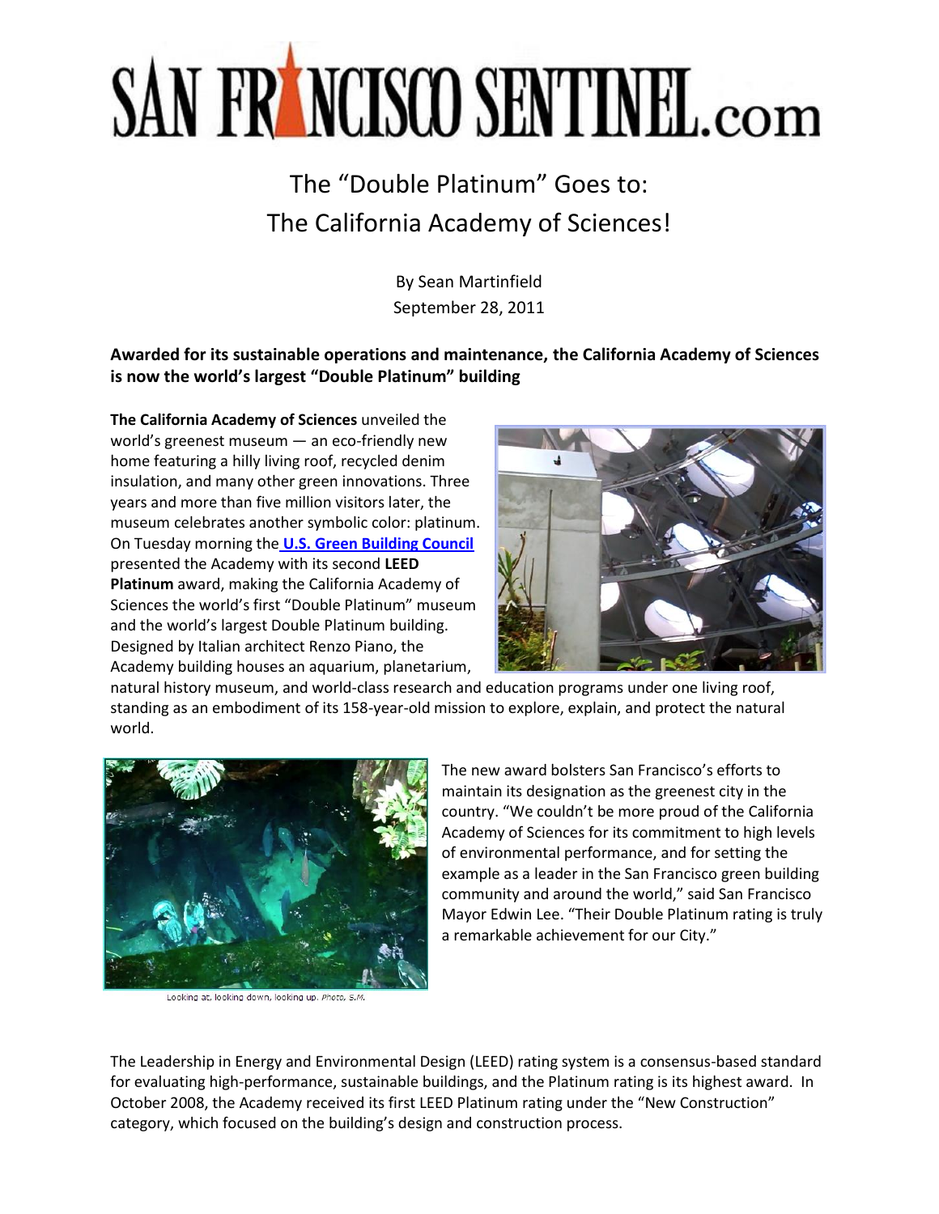# SAN FRANCISCO SENTINEL.com

## The "Double Platinum" Goes to: The California Academy of Sciences!

By Sean Martinfield
September 28, 2011

**Awarded for its sustainable operations and maintenance, the California Academy of Sciences is now the world's largest "Double Platinum" building**

**The California Academy of Sciences** unveiled the world's greenest museum — an eco-friendly new home featuring a hilly living roof, recycled denim insulation, and many other green innovations. Three years and more than five million visitors later, the museum celebrates another symbolic color: platinum. On Tuesday morning the **U.S. Green Building Council** presented the Academy with its second **LEED Platinum** award, making the California Academy of Sciences the world's first "Double Platinum" museum and the world's largest Double Platinum building. Designed by Italian architect Renzo Piano, the Academy building houses an aquarium, planetarium, natural history museum, and world-class research and education programs under one living roof, standing as an embodiment of its 158-year-old mission to explore, explain, and protect the natural world.

Looking at, looking down, looking up. *Photo, S.M.*

The new award bolsters San Francisco's efforts to maintain its designation as the greenest city in the country. "We couldn't be more proud of the California Academy of Sciences for its commitment to high levels of environmental performance, and for setting the example as a leader in the San Francisco green building community and around the world," said San Francisco Mayor Edwin Lee. "Their Double Platinum rating is truly a remarkable achievement for our City."

The Leadership in Energy and Environmental Design (LEED) rating system is a consensus-based standard for evaluating high-performance, sustainable buildings, and the Platinum rating is its highest award. In October 2008, the Academy received its first LEED Platinum rating under the "New Construction" category, which focused on the building's design and construction process.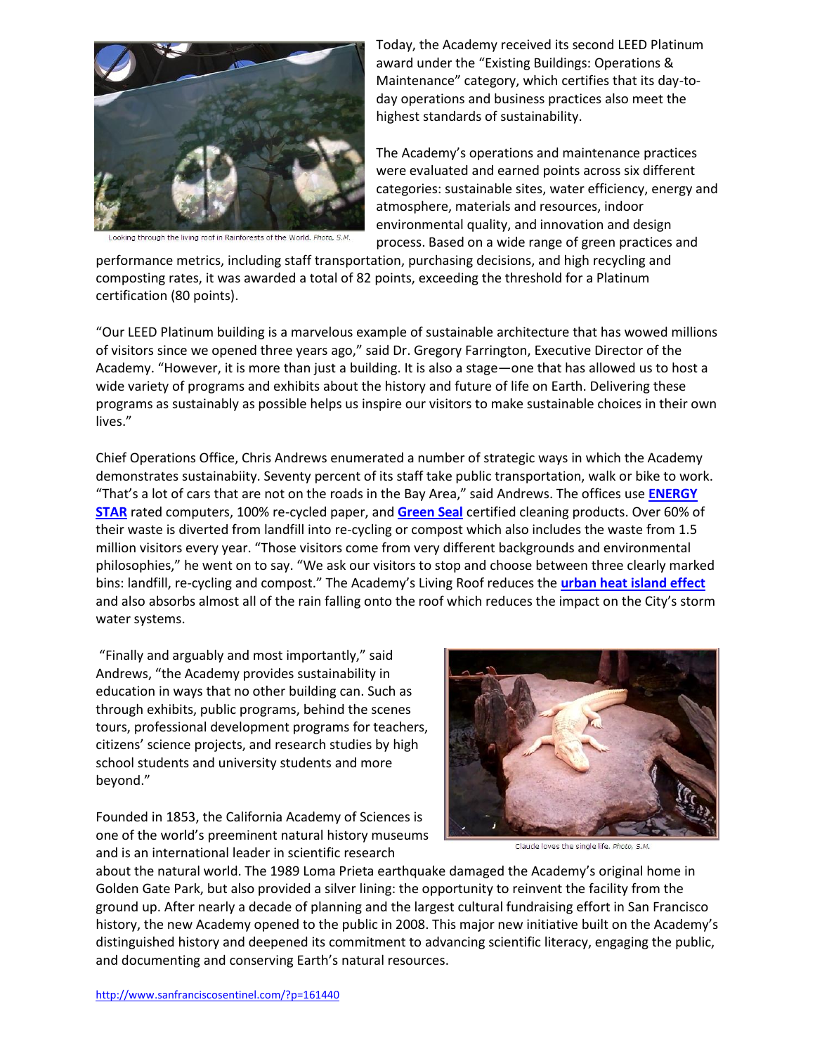Today, the Academy received its second LEED Platinum award under the "Existing Buildings: Operations & Maintenance" category, which certifies that its day-to-day operations and business practices also meet the highest standards of sustainability.

Looking through the living roof in Rainforests of the World. *Photo, S.M.*

The Academy's operations and maintenance practices were evaluated and earned points across six different categories: sustainable sites, water efficiency, energy and atmosphere, materials and resources, indoor environmental quality, and innovation and design process. Based on a wide range of green practices and performance metrics, including staff transportation, purchasing decisions, and high recycling and composting rates, it was awarded a total of 82 points, exceeding the threshold for a Platinum certification (80 points).

"Our LEED Platinum building is a marvelous example of sustainable architecture that has wowed millions of visitors since we opened three years ago," said Dr. Gregory Farrington, Executive Director of the Academy. "However, it is more than just a building. It is also a stage—one that has allowed us to host a wide variety of programs and exhibits about the history and future of life on Earth. Delivering these programs as sustainably as possible helps us inspire our visitors to make sustainable choices in their own lives."

Chief Operations Office, Chris Andrews enumerated a number of strategic ways in which the Academy demonstrates sustainabiity. Seventy percent of its staff take public transportation, walk or bike to work. "That's a lot of cars that are not on the roads in the Bay Area," said Andrews. The offices use **ENERGY STAR** rated computers, 100% re-cycled paper, and **Green Seal** certified cleaning products. Over 60% of their waste is diverted from landfill into re-cycling or compost which also includes the waste from 1.5 million visitors every year. "Those visitors come from very different backgrounds and environmental philosophies," he went on to say. "We ask our visitors to stop and choose between three clearly marked bins: landfill, re-cycling and compost." The Academy's Living Roof reduces the **urban heat island effect** and also absorbs almost all of the rain falling onto the roof which reduces the impact on the City's storm water systems.

"Finally and arguably and most importantly," said Andrews, "the Academy provides sustainability in education in ways that no other building can. Such as through exhibits, public programs, behind the scenes tours, professional development programs for teachers, citizens' science projects, and research studies by high school students and university students and more beyond."

Claude loves the single life. *Photo, S.M.*

Founded in 1853, the California Academy of Sciences is one of the world's preeminent natural history museums and is an international leader in scientific research about the natural world. The 1989 Loma Prieta earthquake damaged the Academy's original home in Golden Gate Park, but also provided a silver lining: the opportunity to reinvent the facility from the ground up. After nearly a decade of planning and the largest cultural fundraising effort in San Francisco history, the new Academy opened to the public in 2008. This major new initiative built on the Academy's distinguished history and deepened its commitment to advancing scientific literacy, engaging the public, and documenting and conserving Earth's natural resources.

http://www.sanfranciscosentinel.com/?p=161440